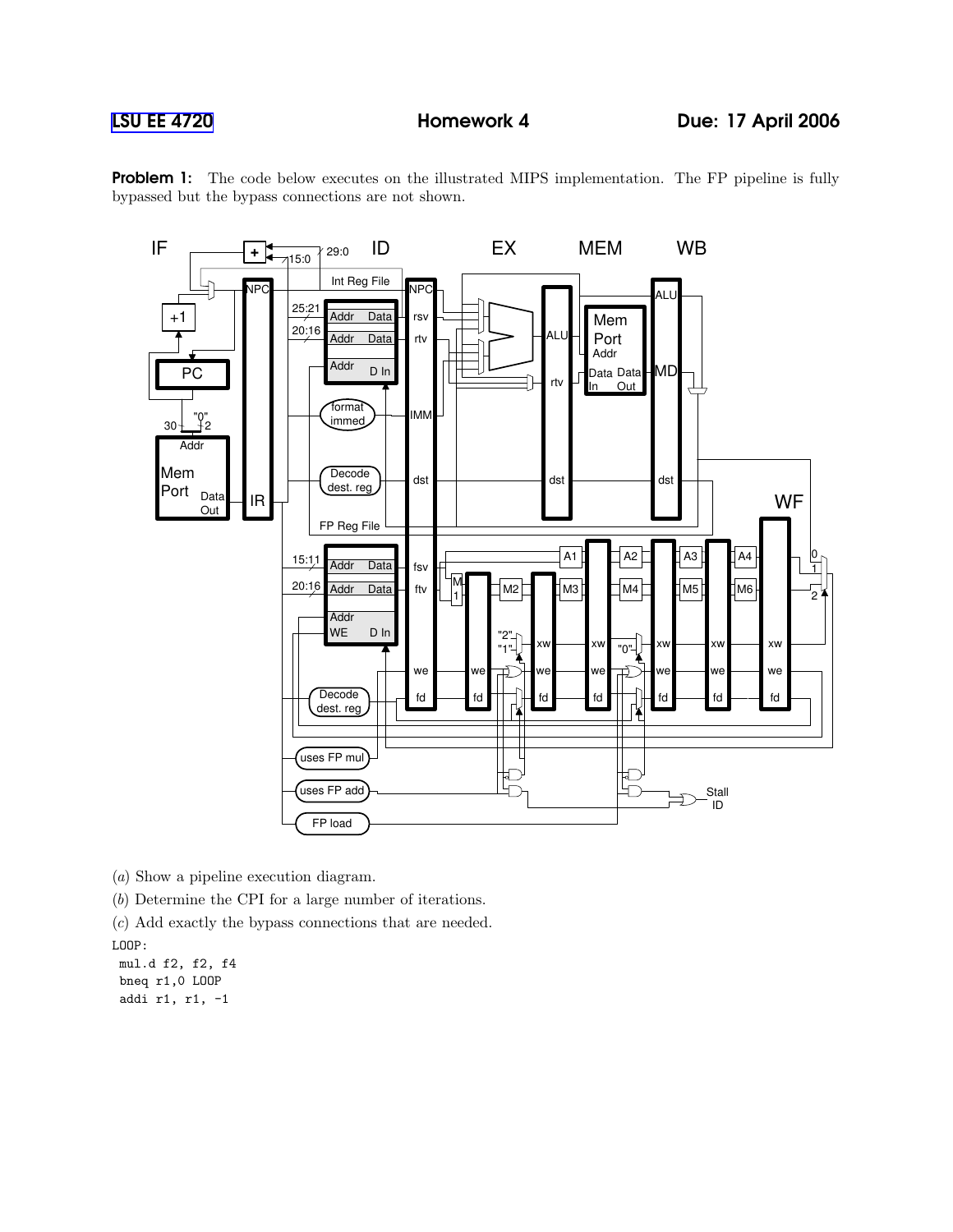LSU EE 4720 Homework 4 Due: 17 April 2006

**Problem 1:** The code below executes on the illustrated MIPS implementation. The FP pipeline is fully bypassed but the bypass connections are not shown.

(*a*) Show a pipeline execution diagram.

(*b*) Determine the CPI for a large number of iterations.

(*c*) Add exactly the bypass connections that are needed.

```
LOOP:
 mul.d f2, f2, f4
 bneq r1,0 LOOP
 addi r1, r1, -1
```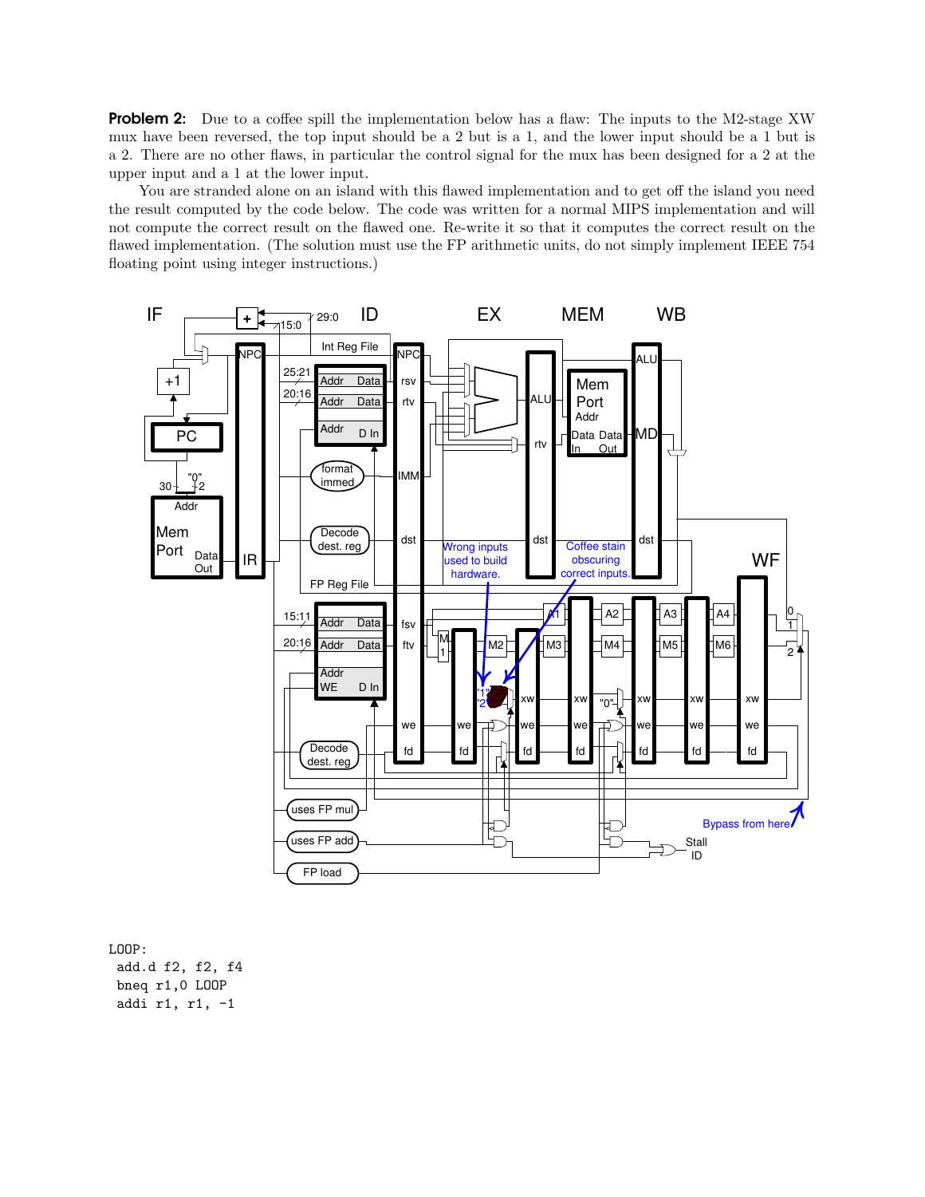**Problem 2:** Due to a coffee spill the implementation below has a flaw: The inputs to the M2-stage XW mux have been reversed, the top input should be a 2 but is a 1, and the lower input should be a 1 but is a 2. There are no other flaws, in particular the control signal for the mux has been designed for a 2 at the upper input and a 1 at the lower input.

You are stranded alone on an island with this flawed implementation and to get off the island you need the result computed by the code below. The code was written for a normal MIPS implementation and will not compute the correct result on the flawed one. Re-write it so that it computes the correct result on the flawed implementation. (The solution must use the FP arithmetic units, do not simply implement IEEE 754 floating point using integer instructions.)

```
LOOP:
 add.d f2, f2, f4
 bneq r1,0 LOOP
 addi r1, r1, -1
```